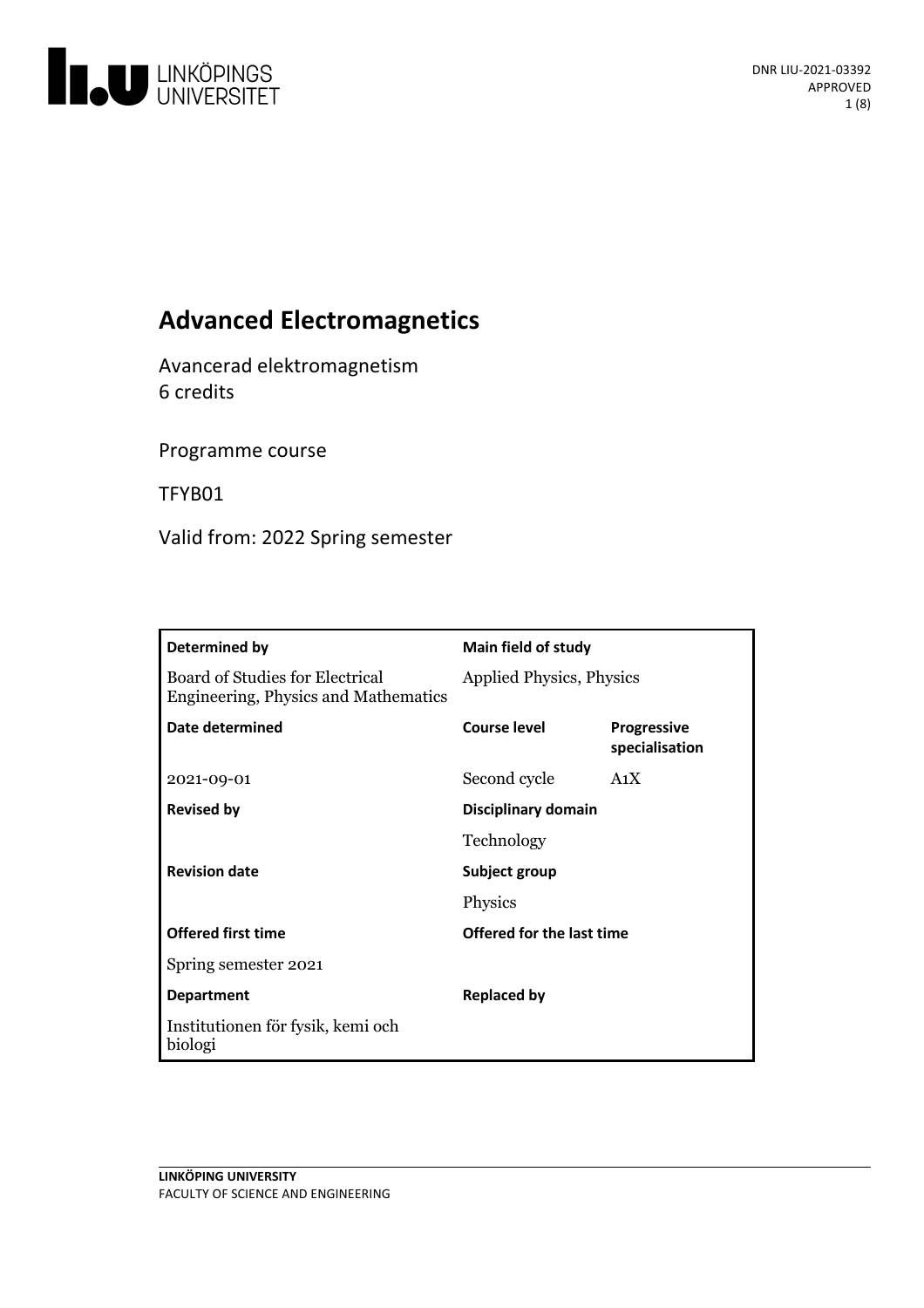DNR LIU-2021-03392
APPROVED

# Advanced Electromagnetics

Avancerad elektromagnetism
6 credits

Programme course

TFYB01

Valid from: 2022 Spring semester

| Determined by | Main field of study | |
|---|---|---|
| Board of Studies for Electrical Engineering, Physics and Mathematics | Applied Physics, Physics | |
| **Date determined** | **Course level** | **Progressive specialisation** |
| 2021-09-01 | Second cycle | A1X |
| **Revised by** | **Disciplinary domain** | |
| | Technology | |
| **Revision date** | **Subject group** | |
| | Physics | |
| **Offered first time** | **Offered for the last time** | |
| Spring semester 2021 | | |
| **Department** | **Replaced by** | |
| Institutionen för fysik, kemi och biologi | | |

**LINKÖPING UNIVERSITY**
FACULTY OF SCIENCE AND ENGINEERING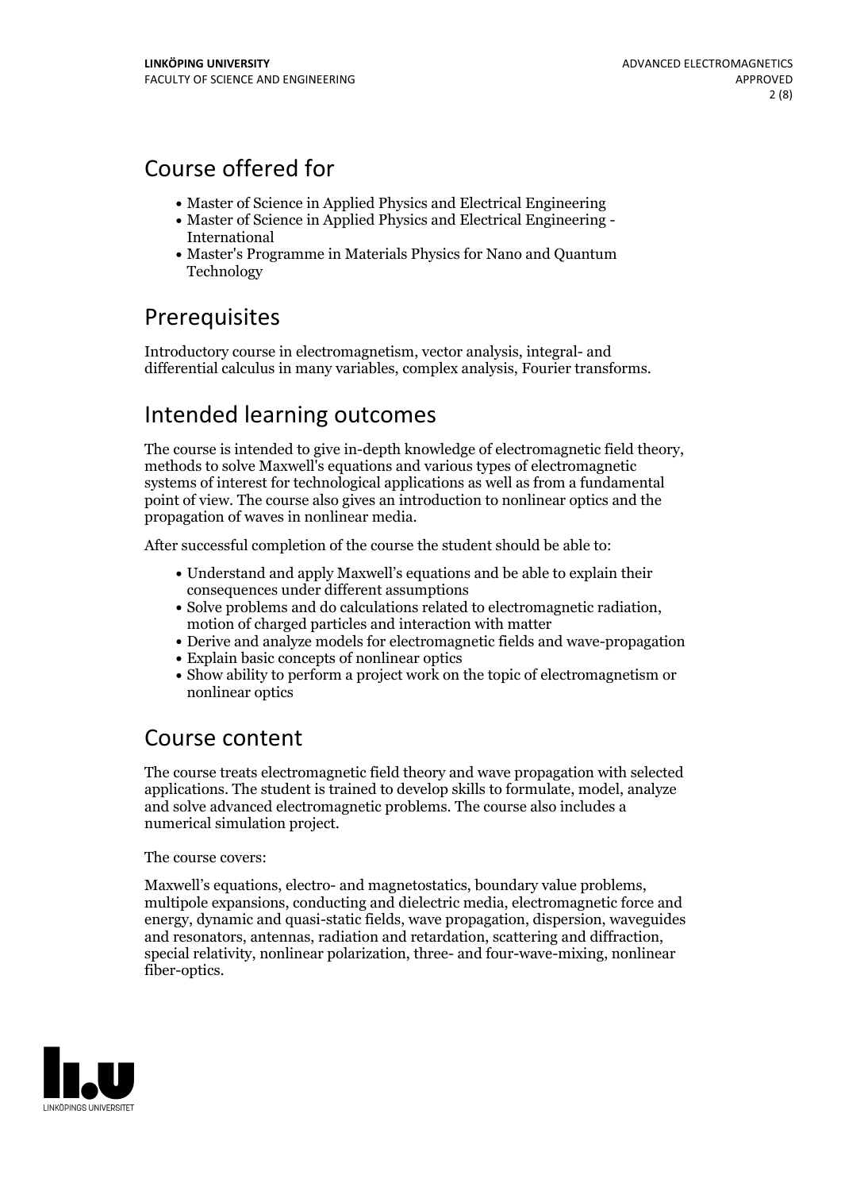## Course offered for

- Master of Science in Applied Physics and Electrical Engineering
- Master of Science in Applied Physics and Electrical Engineering - International
- Master's Programme in Materials Physics for Nano and Quantum Technology

## Prerequisites

Introductory course in electromagnetism, vector analysis, integral- and differential calculus in many variables, complex analysis, Fourier transforms.

## Intended learning outcomes

The course is intended to give in-depth knowledge of electromagnetic field theory, methods to solve Maxwell's equations and various types of electromagnetic systems of interest for technological applications as well as from a fundamental point of view. The course also gives an introduction to nonlinear optics and the propagation of waves in nonlinear media.

After successful completion of the course the student should be able to:

- Understand and apply Maxwell's equations and be able to explain their consequences under different assumptions
- Solve problems and do calculations related to electromagnetic radiation, motion of charged particles and interaction with matter
- Derive and analyze models for electromagnetic fields and wave-propagation
- Explain basic concepts of nonlinear optics
- Show ability to perform a project work on the topic of electromagnetism or nonlinear optics

## Course content

The course treats electromagnetic field theory and wave propagation with selected applications. The student is trained to develop skills to formulate, model, analyze and solve advanced electromagnetic problems. The course also includes a numerical simulation project.

The course covers:

Maxwell's equations, electro- and magnetostatics, boundary value problems, multipole expansions, conducting and dielectric media, electromagnetic force and energy, dynamic and quasi-static fields, wave propagation, dispersion, waveguides and resonators, antennas, radiation and retardation, scattering and diffraction, special relativity, nonlinear polarization, three- and four-wave-mixing, nonlinear fiber-optics.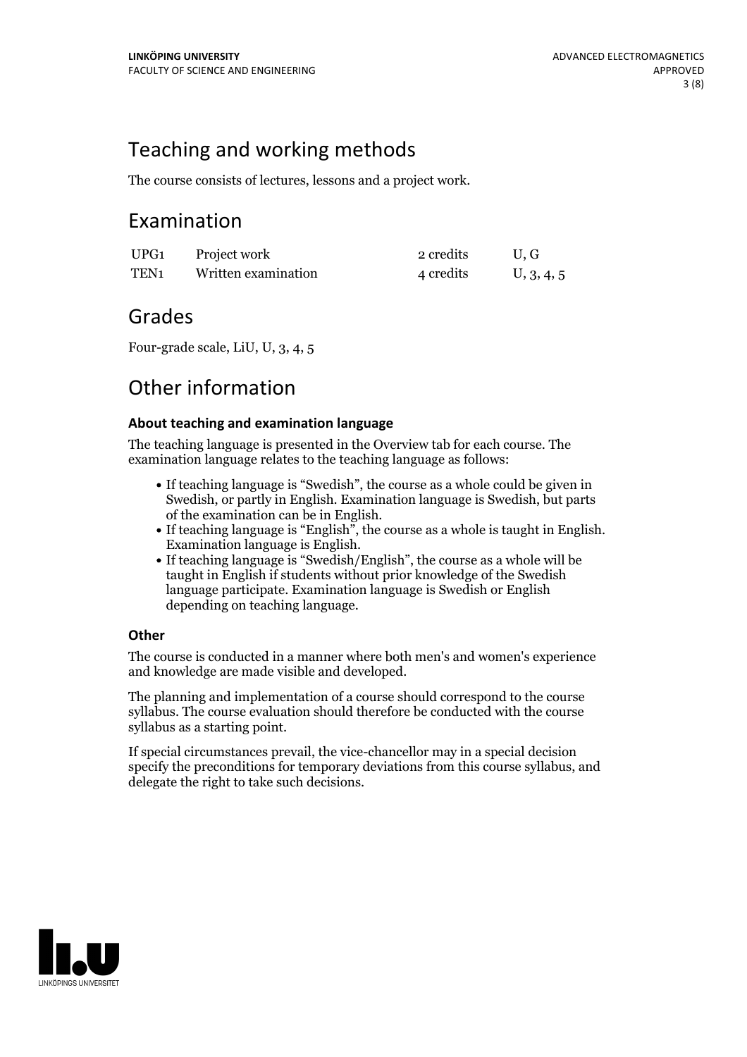## Teaching and working methods

The course consists of lectures, lessons and a project work.

## Examination

| | | | |
|---|---|---|---|
| UPG1 | Project work | 2 credits | U, G |
| TEN1 | Written examination | 4 credits | U, 3, 4, 5 |

## Grades

Four-grade scale, LiU, U, 3, 4, 5

## Other information

### About teaching and examination language

The teaching language is presented in the Overview tab for each course. The examination language relates to the teaching language as follows:

- If teaching language is "Swedish", the course as a whole could be given in Swedish, or partly in English. Examination language is Swedish, but parts of the examination can be in English.
- If teaching language is "English", the course as a whole is taught in English. Examination language is English.
- If teaching language is "Swedish/English", the course as a whole will be taught in English if students without prior knowledge of the Swedish language participate. Examination language is Swedish or English depending on teaching language.

### Other

The course is conducted in a manner where both men's and women's experience and knowledge are made visible and developed.

The planning and implementation of a course should correspond to the course syllabus. The course evaluation should therefore be conducted with the course syllabus as a starting point.

If special circumstances prevail, the vice-chancellor may in a special decision specify the preconditions for temporary deviations from this course syllabus, and delegate the right to take such decisions.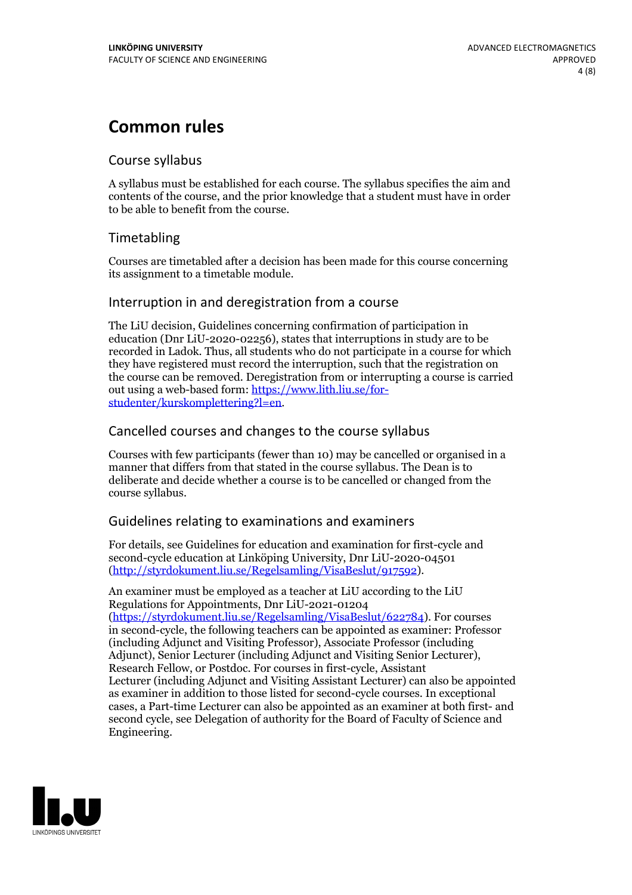# Common rules

## Course syllabus

A syllabus must be established for each course. The syllabus specifies the aim and contents of the course, and the prior knowledge that a student must have in order to be able to benefit from the course.

## Timetabling

Courses are timetabled after a decision has been made for this course concerning its assignment to a timetable module.

## Interruption in and deregistration from a course

The LiU decision, Guidelines concerning confirmation of participation in education (Dnr LiU-2020-02256), states that interruptions in study are to be recorded in Ladok. Thus, all students who do not participate in a course for which they have registered must record the interruption, such that the registration on the course can be removed. Deregistration from or interrupting a course is carried out using a web-based form: [https://www.lith.liu.se/for-studenter/kurskomplettering?l=en](https://www.lith.liu.se/for-studenter/kurskomplettering?l=en).

## Cancelled courses and changes to the course syllabus

Courses with few participants (fewer than 10) may be cancelled or organised in a manner that differs from that stated in the course syllabus. The Dean is to deliberate and decide whether a course is to be cancelled or changed from the course syllabus.

## Guidelines relating to examinations and examiners

For details, see Guidelines for education and examination for first-cycle and second-cycle education at Linköping University, Dnr LiU-2020-04501 ([http://styrdokument.liu.se/Regelsamling/VisaBeslut/917592](http://styrdokument.liu.se/Regelsamling/VisaBeslut/917592)).

An examiner must be employed as a teacher at LiU according to the LiU Regulations for Appointments, Dnr LiU-2021-01204 ([https://styrdokument.liu.se/Regelsamling/VisaBeslut/622784](https://styrdokument.liu.se/Regelsamling/VisaBeslut/622784)). For courses in second-cycle, the following teachers can be appointed as examiner: Professor (including Adjunct and Visiting Professor), Associate Professor (including Adjunct), Senior Lecturer (including Adjunct and Visiting Senior Lecturer), Research Fellow, or Postdoc. For courses in first-cycle, Assistant Lecturer (including Adjunct and Visiting Assistant Lecturer) can also be appointed as examiner in addition to those listed for second-cycle courses. In exceptional cases, a Part-time Lecturer can also be appointed as an examiner at both first- and second cycle, see Delegation of authority for the Board of Faculty of Science and Engineering.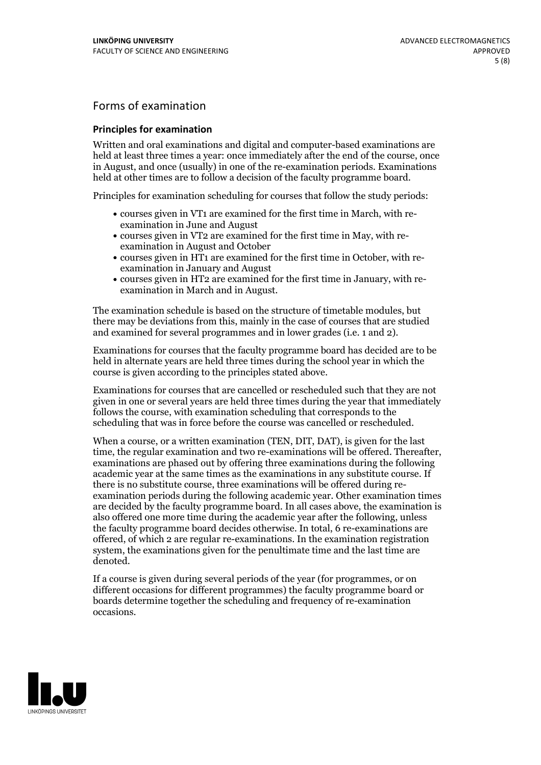## Forms of examination

### Principles for examination

Written and oral examinations and digital and computer-based examinations are held at least three times a year: once immediately after the end of the course, once in August, and once (usually) in one of the re-examination periods. Examinations held at other times are to follow a decision of the faculty programme board.

Principles for examination scheduling for courses that follow the study periods:

- courses given in VT1 are examined for the first time in March, with re-examination in June and August
- courses given in VT2 are examined for the first time in May, with re-examination in August and October
- courses given in HT1 are examined for the first time in October, with re-examination in January and August
- courses given in HT2 are examined for the first time in January, with re-examination in March and in August.

The examination schedule is based on the structure of timetable modules, but there may be deviations from this, mainly in the case of courses that are studied and examined for several programmes and in lower grades (i.e. 1 and 2).

Examinations for courses that the faculty programme board has decided are to be held in alternate years are held three times during the school year in which the course is given according to the principles stated above.

Examinations for courses that are cancelled or rescheduled such that they are not given in one or several years are held three times during the year that immediately follows the course, with examination scheduling that corresponds to the scheduling that was in force before the course was cancelled or rescheduled.

When a course, or a written examination (TEN, DIT, DAT), is given for the last time, the regular examination and two re-examinations will be offered. Thereafter, examinations are phased out by offering three examinations during the following academic year at the same times as the examinations in any substitute course. If there is no substitute course, three examinations will be offered during re-examination periods during the following academic year. Other examination times are decided by the faculty programme board. In all cases above, the examination is also offered one more time during the academic year after the following, unless the faculty programme board decides otherwise. In total, 6 re-examinations are offered, of which 2 are regular re-examinations. In the examination registration system, the examinations given for the penultimate time and the last time are denoted.

If a course is given during several periods of the year (for programmes, or on different occasions for different programmes) the faculty programme board or boards determine together the scheduling and frequency of re-examination occasions.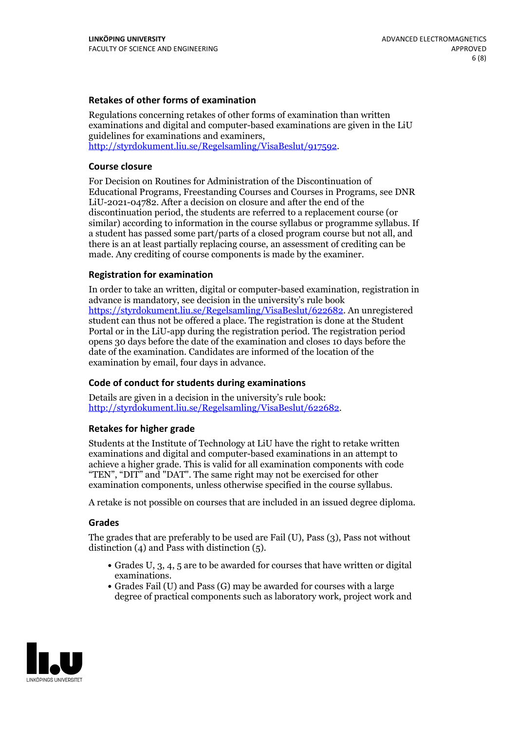### Retakes of other forms of examination

Regulations concerning retakes of other forms of examination than written examinations and digital and computer-based examinations are given in the LiU guidelines for examinations and examiners, http://styrdokument.liu.se/Regelsamling/VisaBeslut/917592.

### Course closure

For Decision on Routines for Administration of the Discontinuation of Educational Programs, Freestanding Courses and Courses in Programs, see DNR LiU-2021-04782. After a decision on closure and after the end of the discontinuation period, the students are referred to a replacement course (or similar) according to information in the course syllabus or programme syllabus. If a student has passed some part/parts of a closed program course but not all, and there is an at least partially replacing course, an assessment of crediting can be made. Any crediting of course components is made by the examiner.

### Registration for examination

In order to take an written, digital or computer-based examination, registration in advance is mandatory, see decision in the university's rule book https://styrdokument.liu.se/Regelsamling/VisaBeslut/622682. An unregistered student can thus not be offered a place. The registration is done at the Student Portal or in the LiU-app during the registration period. The registration period opens 30 days before the date of the examination and closes 10 days before the date of the examination. Candidates are informed of the location of the examination by email, four days in advance.

### Code of conduct for students during examinations

Details are given in a decision in the university's rule book: http://styrdokument.liu.se/Regelsamling/VisaBeslut/622682.

### Retakes for higher grade

Students at the Institute of Technology at LiU have the right to retake written examinations and digital and computer-based examinations in an attempt to achieve a higher grade. This is valid for all examination components with code "TEN", "DIT" and "DAT". The same right may not be exercised for other examination components, unless otherwise specified in the course syllabus.

A retake is not possible on courses that are included in an issued degree diploma.

### Grades

The grades that are preferably to be used are Fail (U), Pass (3), Pass not without distinction (4) and Pass with distinction (5).

- Grades U, 3, 4, 5 are to be awarded for courses that have written or digital examinations.
- Grades Fail (U) and Pass (G) may be awarded for courses with a large degree of practical components such as laboratory work, project work and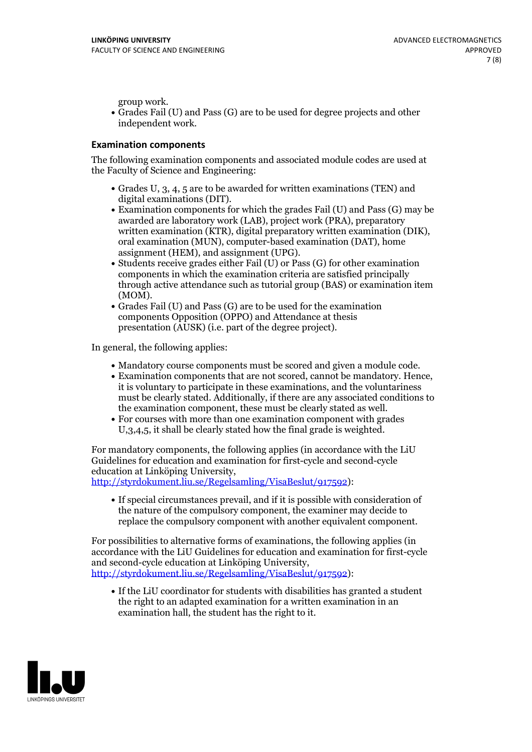group work.
- Grades Fail (U) and Pass (G) are to be used for degree projects and other independent work.

### Examination components

The following examination components and associated module codes are used at the Faculty of Science and Engineering:

- Grades U, 3, 4, 5 are to be awarded for written examinations (TEN) and digital examinations (DIT).
- Examination components for which the grades Fail (U) and Pass (G) may be awarded are laboratory work (LAB), project work (PRA), preparatory written examination (KTR), digital preparatory written examination (DIK), oral examination (MUN), computer-based examination (DAT), home assignment (HEM), and assignment (UPG).
- Students receive grades either Fail (U) or Pass (G) for other examination components in which the examination criteria are satisfied principally through active attendance such as tutorial group (BAS) or examination item (MOM).
- Grades Fail (U) and Pass (G) are to be used for the examination components Opposition (OPPO) and Attendance at thesis presentation (AUSK) (i.e. part of the degree project).

In general, the following applies:

- Mandatory course components must be scored and given a module code.
- Examination components that are not scored, cannot be mandatory. Hence, it is voluntary to participate in these examinations, and the voluntariness must be clearly stated. Additionally, if there are any associated conditions to the examination component, these must be clearly stated as well.
- For courses with more than one examination component with grades U,3,4,5, it shall be clearly stated how the final grade is weighted.

For mandatory components, the following applies (in accordance with the LiU Guidelines for education and examination for first-cycle and second-cycle education at Linköping University, http://styrdokument.liu.se/Regelsamling/VisaBeslut/917592):

- If special circumstances prevail, and if it is possible with consideration of the nature of the compulsory component, the examiner may decide to replace the compulsory component with another equivalent component.

For possibilities to alternative forms of examinations, the following applies (in accordance with the LiU Guidelines for education and examination for first-cycle and second-cycle education at Linköping University, http://styrdokument.liu.se/Regelsamling/VisaBeslut/917592):

- If the LiU coordinator for students with disabilities has granted a student the right to an adapted examination for a written examination in an examination hall, the student has the right to it.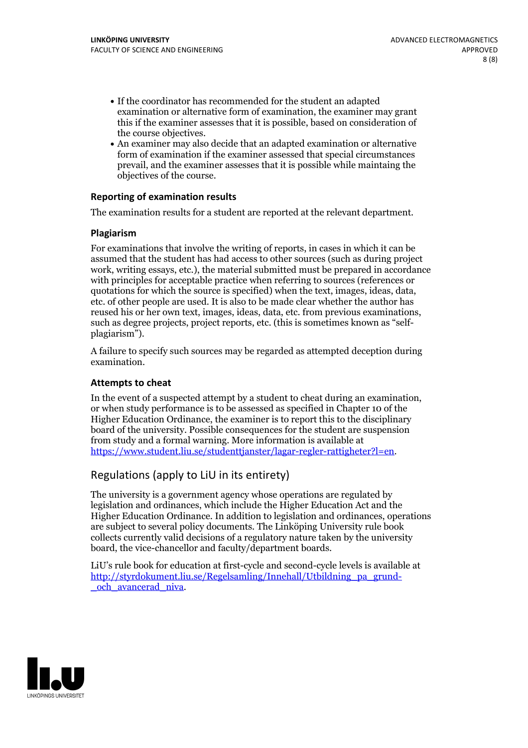- If the coordinator has recommended for the student an adapted examination or alternative form of examination, the examiner may grant this if the examiner assesses that it is possible, based on consideration of the course objectives.
- An examiner may also decide that an adapted examination or alternative form of examination if the examiner assessed that special circumstances prevail, and the examiner assesses that it is possible while maintaing the objectives of the course.

### Reporting of examination results

The examination results for a student are reported at the relevant department.

### Plagiarism

For examinations that involve the writing of reports, in cases in which it can be assumed that the student has had access to other sources (such as during project work, writing essays, etc.), the material submitted must be prepared in accordance with principles for acceptable practice when referring to sources (references or quotations for which the source is specified) when the text, images, ideas, data, etc. of other people are used. It is also to be made clear whether the author has reused his or her own text, images, ideas, data, etc. from previous examinations, such as degree projects, project reports, etc. (this is sometimes known as "self-plagiarism").

A failure to specify such sources may be regarded as attempted deception during examination.

### Attempts to cheat

In the event of a suspected attempt by a student to cheat during an examination, or when study performance is to be assessed as specified in Chapter 10 of the Higher Education Ordinance, the examiner is to report this to the disciplinary board of the university. Possible consequences for the student are suspension from study and a formal warning. More information is available at https://www.student.liu.se/studenttjanster/lagar-regler-rattigheter?l=en.

## Regulations (apply to LiU in its entirety)

The university is a government agency whose operations are regulated by legislation and ordinances, which include the Higher Education Act and the Higher Education Ordinance. In addition to legislation and ordinances, operations are subject to several policy documents. The Linköping University rule book collects currently valid decisions of a regulatory nature taken by the university board, the vice-chancellor and faculty/department boards.

LiU's rule book for education at first-cycle and second-cycle levels is available at http://styrdokument.liu.se/Regelsamling/Innehall/Utbildning_pa_grund-_och_avancerad_niva.